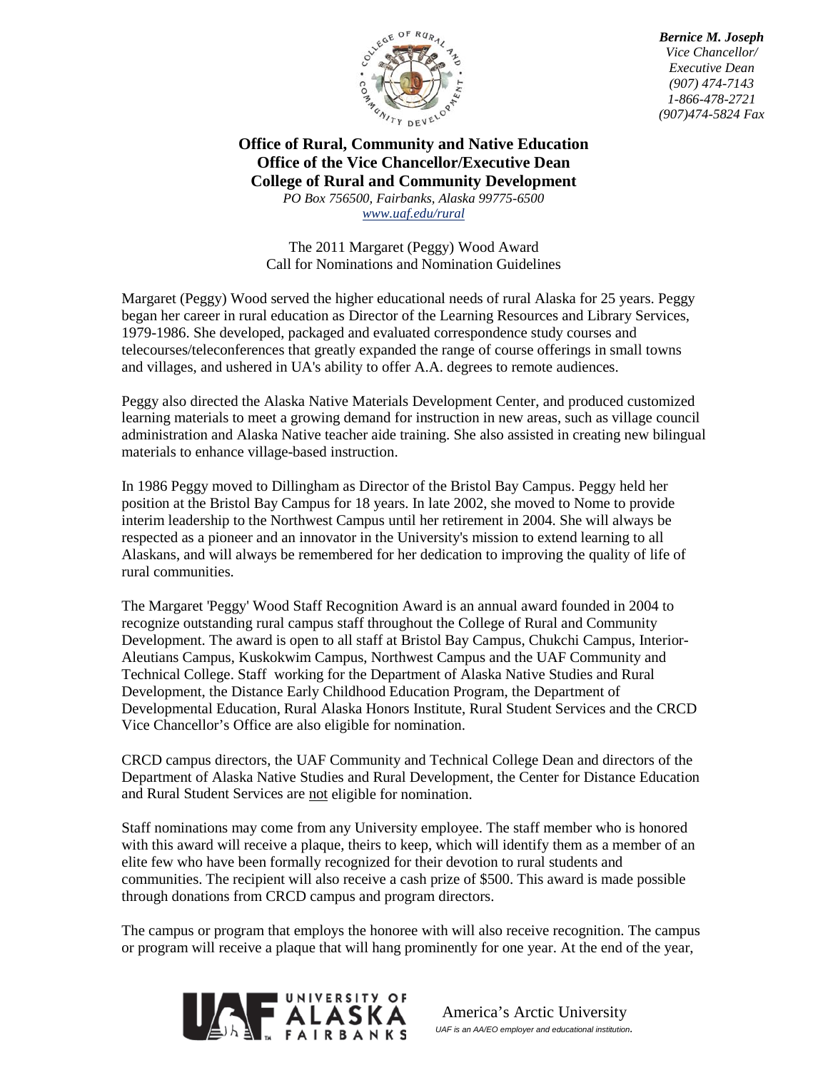*Bernice M. Joseph*
*Vice Chancellor/*
*Executive Dean*
*(907) 474-7143*
*1-866-478-2721*
*(907)474-5824 Fax*

**Office of Rural, Community and Native Education**
**Office of the Vice Chancellor/Executive Dean**
**College of Rural and Community Development**

*PO Box 756500, Fairbanks, Alaska 99775-6500*
*www.uaf.edu/rural*

The 2011 Margaret (Peggy) Wood Award
Call for Nominations and Nomination Guidelines

Margaret (Peggy) Wood served the higher educational needs of rural Alaska for 25 years. Peggy began her career in rural education as Director of the Learning Resources and Library Services, 1979-1986. She developed, packaged and evaluated correspondence study courses and telecourses/teleconferences that greatly expanded the range of course offerings in small towns and villages, and ushered in UA's ability to offer A.A. degrees to remote audiences.

Peggy also directed the Alaska Native Materials Development Center, and produced customized learning materials to meet a growing demand for instruction in new areas, such as village council administration and Alaska Native teacher aide training. She also assisted in creating new bilingual materials to enhance village-based instruction.

In 1986 Peggy moved to Dillingham as Director of the Bristol Bay Campus. Peggy held her position at the Bristol Bay Campus for 18 years. In late 2002, she moved to Nome to provide interim leadership to the Northwest Campus until her retirement in 2004. She will always be respected as a pioneer and an innovator in the University's mission to extend learning to all Alaskans, and will always be remembered for her dedication to improving the quality of life of rural communities.

The Margaret 'Peggy' Wood Staff Recognition Award is an annual award founded in 2004 to recognize outstanding rural campus staff throughout the College of Rural and Community Development. The award is open to all staff at Bristol Bay Campus, Chukchi Campus, Interior-Aleutians Campus, Kuskokwim Campus, Northwest Campus and the UAF Community and Technical College. Staff working for the Department of Alaska Native Studies and Rural Development, the Distance Early Childhood Education Program, the Department of Developmental Education, Rural Alaska Honors Institute, Rural Student Services and the CRCD Vice Chancellor's Office are also eligible for nomination.

CRCD campus directors, the UAF Community and Technical College Dean and directors of the Department of Alaska Native Studies and Rural Development, the Center for Distance Education and Rural Student Services are not eligible for nomination.

Staff nominations may come from any University employee. The staff member who is honored with this award will receive a plaque, theirs to keep, which will identify them as a member of an elite few who have been formally recognized for their devotion to rural students and communities. The recipient will also receive a cash prize of $500. This award is made possible through donations from CRCD campus and program directors.

The campus or program that employs the honoree with will also receive recognition. The campus or program will receive a plaque that will hang prominently for one year. At the end of the year,

America's Arctic University
*UAF is an AA/EO employer and educational institution.*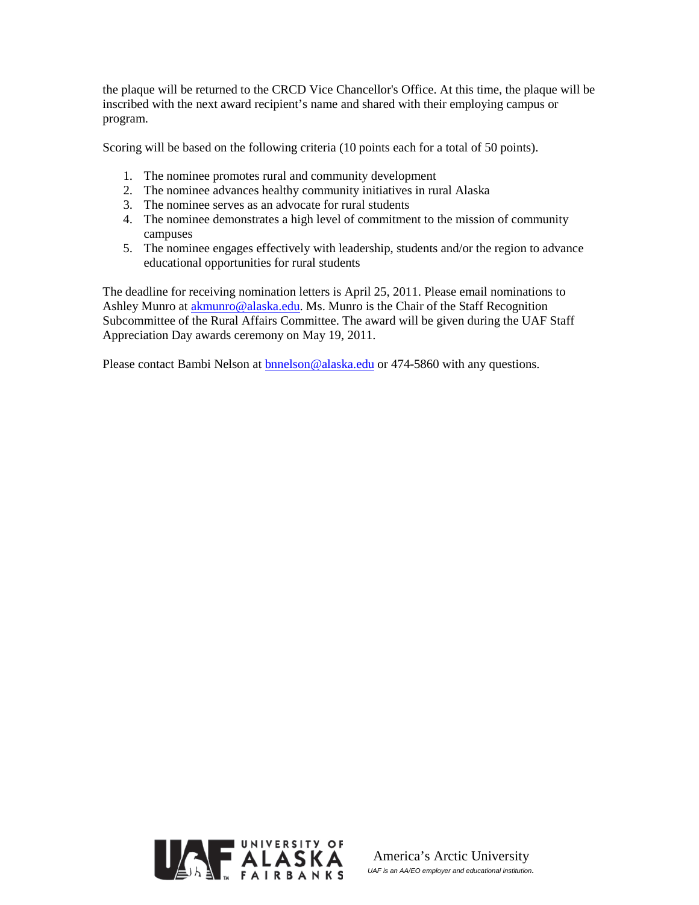the plaque will be returned to the CRCD Vice Chancellor's Office. At this time, the plaque will be inscribed with the next award recipient's name and shared with their employing campus or program.

Scoring will be based on the following criteria (10 points each for a total of 50 points).

1. The nominee promotes rural and community development
2. The nominee advances healthy community initiatives in rural Alaska
3. The nominee serves as an advocate for rural students
4. The nominee demonstrates a high level of commitment to the mission of community campuses
5. The nominee engages effectively with leadership, students and/or the region to advance educational opportunities for rural students

The deadline for receiving nomination letters is April 25, 2011. Please email nominations to Ashley Munro at akmunro@alaska.edu. Ms. Munro is the Chair of the Staff Recognition Subcommittee of the Rural Affairs Committee. The award will be given during the UAF Staff Appreciation Day awards ceremony on May 19, 2011.

Please contact Bambi Nelson at bnnelson@alaska.edu or 474-5860 with any questions.

UAF UNIVERSITY OF ALASKA FAIRBANKS

America's Arctic University

*UAF is an AA/EO employer and educational institution.*